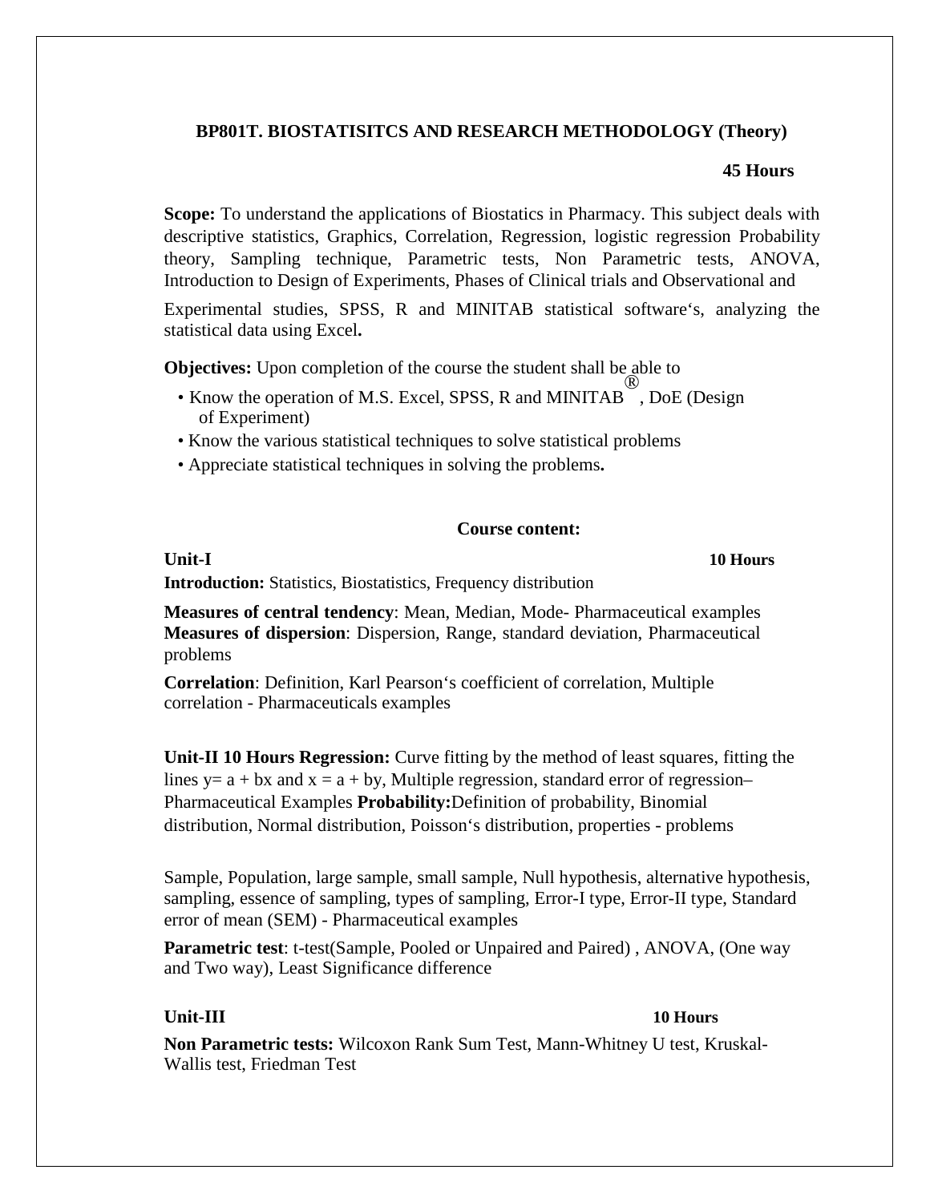**BP801T. BIOSTATISITCS AND RESEARCH METHODOLOGY (Theory)**

**45 Hours**

**Scope:** To understand the applications of Biostatics in Pharmacy. This subject deals with descriptive statistics, Graphics, Correlation, Regression, logistic regression Probability theory, Sampling technique, Parametric tests, Non Parametric tests, ANOVA, Introduction to Design of Experiments, Phases of Clinical trials and Observational and Experimental studies, SPSS, R and MINITAB statistical software's, analyzing the statistical data using Excel**.**

**Objectives:** Upon completion of the course the student shall be able to

- Know the operation of M.S. Excel, SPSS, R and MINITAB®, DoE (Design of Experiment)
- Know the various statistical techniques to solve statistical problems
- Appreciate statistical techniques in solving the problems**.**

**Course content:**

**Unit-I** **10 Hours**

**Introduction:** Statistics, Biostatistics, Frequency distribution

**Measures of central tendency**: Mean, Median, Mode- Pharmaceutical examples
**Measures of dispersion**: Dispersion, Range, standard deviation, Pharmaceutical problems

**Correlation**: Definition, Karl Pearson's coefficient of correlation, Multiple correlation - Pharmaceuticals examples

**Unit-II 10 Hours Regression:** Curve fitting by the method of least squares, fitting the lines $y= a + bx$ and $x = a + by$, Multiple regression, standard error of regression– Pharmaceutical Examples **Probability:**Definition of probability, Binomial distribution, Normal distribution, Poisson's distribution, properties - problems

Sample, Population, large sample, small sample, Null hypothesis, alternative hypothesis, sampling, essence of sampling, types of sampling, Error-I type, Error-II type, Standard error of mean (SEM) - Pharmaceutical examples

**Parametric test**: t-test(Sample, Pooled or Unpaired and Paired) , ANOVA, (One way and Two way), Least Significance difference

**Unit-III** **10 Hours**

**Non Parametric tests:** Wilcoxon Rank Sum Test, Mann-Whitney U test, Kruskal-Wallis test, Friedman Test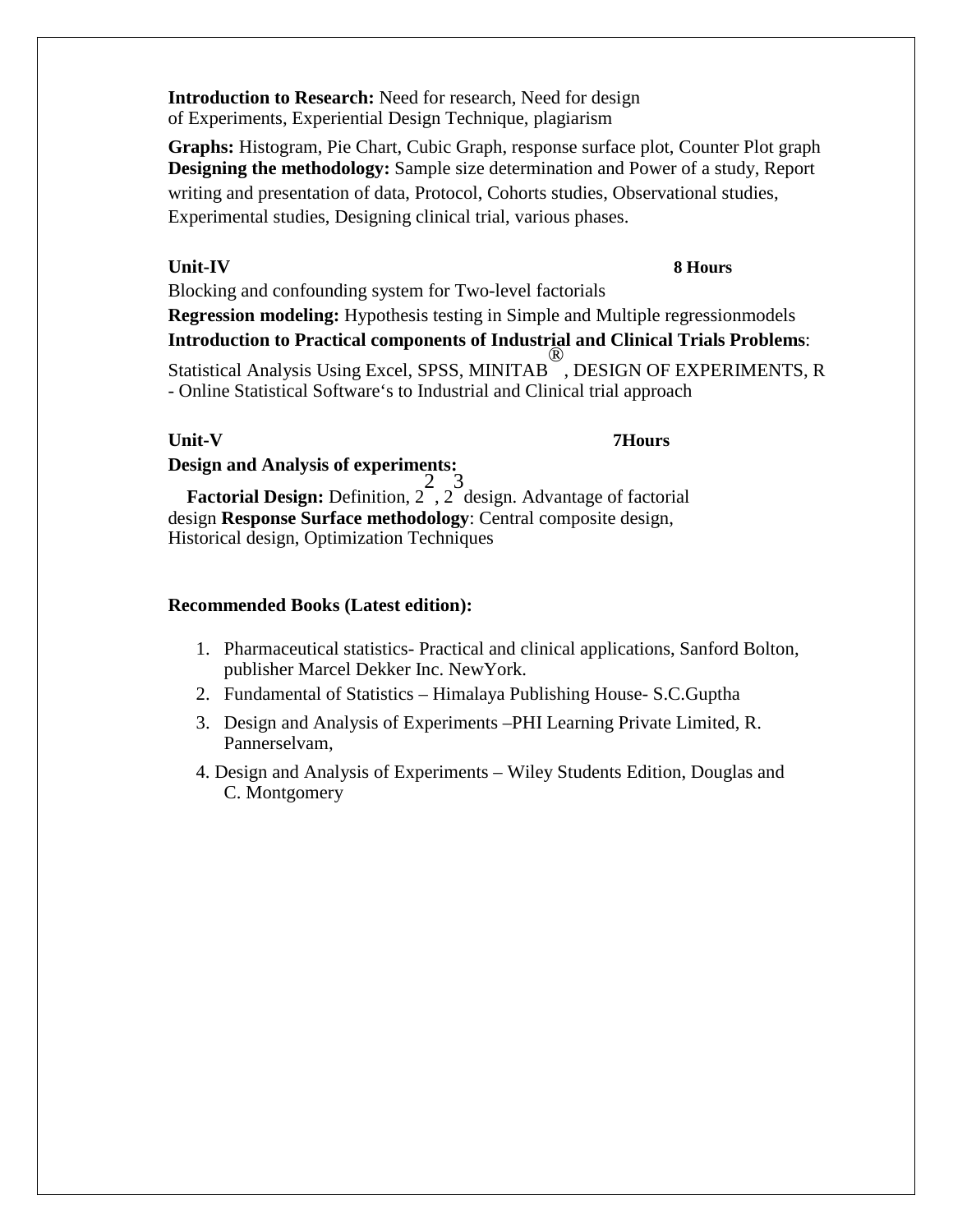**Introduction to Research:** Need for research, Need for design of Experiments, Experiential Design Technique, plagiarism

**Graphs:** Histogram, Pie Chart, Cubic Graph, response surface plot, Counter Plot graph
**Designing the methodology:** Sample size determination and Power of a study, Report writing and presentation of data, Protocol, Cohorts studies, Observational studies, Experimental studies, Designing clinical trial, various phases.

**Unit-IV** **8 Hours**

Blocking and confounding system for Two-level factorials

**Regression modeling:** Hypothesis testing in Simple and Multiple regressionmodels

**Introduction to Practical components of Industrial and Clinical Trials Problems**: Statistical Analysis Using Excel, SPSS, MINITAB®, DESIGN OF EXPERIMENTS, R - Online Statistical Software's to Industrial and Clinical trial approach

**Unit-V** **7Hours**

**Design and Analysis of experiments:**

**Factorial Design:** Definition, $2^2$, $2^3$ design. Advantage of factorial design **Response Surface methodology**: Central composite design, Historical design, Optimization Techniques

**Recommended Books (Latest edition):**

1. Pharmaceutical statistics- Practical and clinical applications, Sanford Bolton, publisher Marcel Dekker Inc. NewYork.
2. Fundamental of Statistics – Himalaya Publishing House- S.C.Guptha
3. Design and Analysis of Experiments –PHI Learning Private Limited, R. Pannerselvam,
4. Design and Analysis of Experiments – Wiley Students Edition, Douglas and C. Montgomery